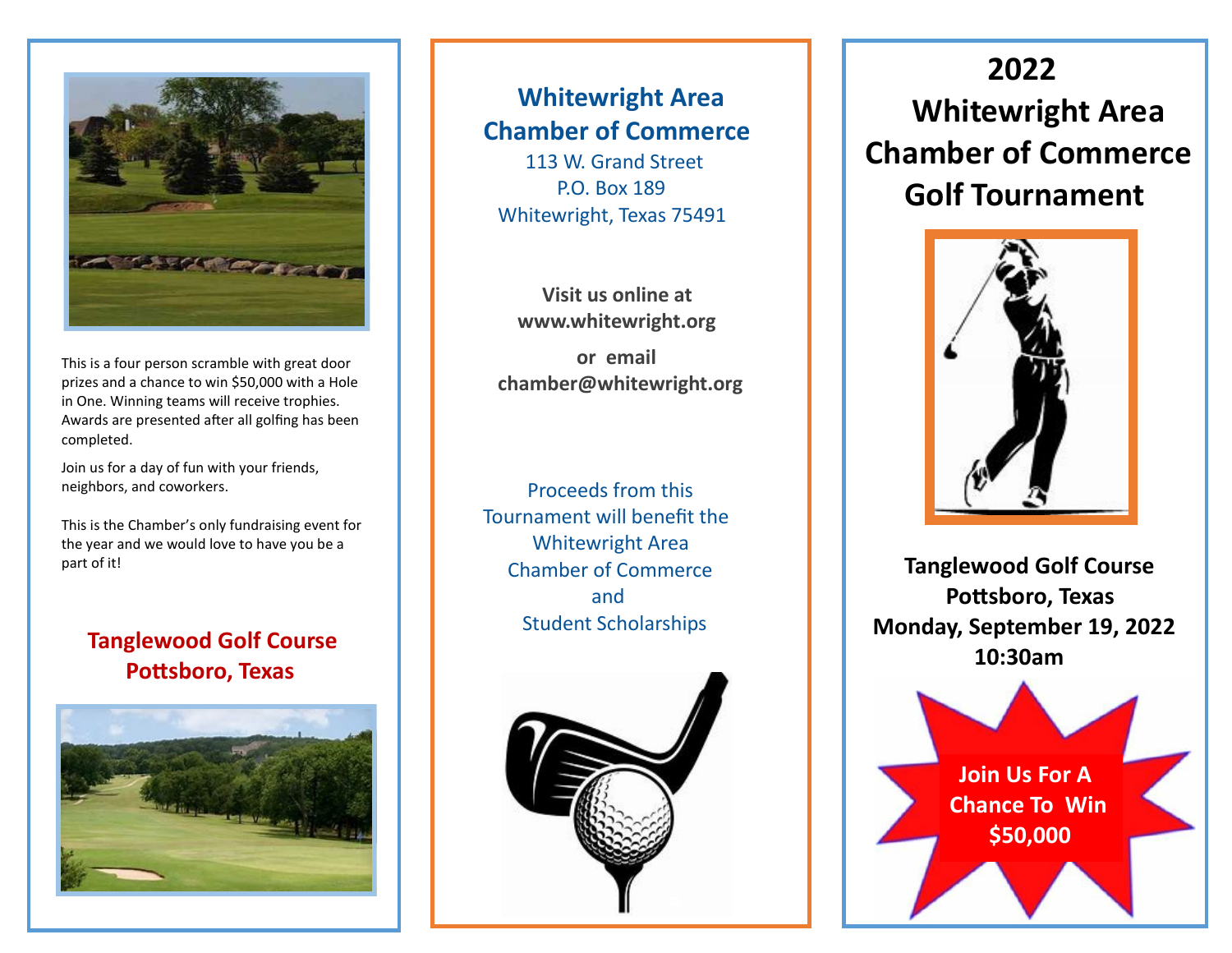This is a four person scramble with great door prizes and a chance to win $50,000 with a Hole in One. Winning teams will receive trophies. Awards are presented after all golfing has been completed.

Join us for a day of fun with your friends, neighbors, and coworkers.

This is the Chamber's only fundraising event for the year and we would love to have you be a part of it!

**Tanglewood Golf Course**
**Pottsboro, Texas**

## Whitewright Area Chamber of Commerce

113 W. Grand Street
P.O. Box 189
Whitewright, Texas 75491

**Visit us online at www.whitewright.org**

**or email chamber@whitewright.org**

Proceeds from this Tournament will benefit the Whitewright Area Chamber of Commerce and Student Scholarships

# 2022 Whitewright Area Chamber of Commerce Golf Tournament

**Tanglewood Golf Course**
**Pottsboro, Texas**
**Monday, September 19, 2022**
**10:30am**

**Join Us For A Chance To Win $50,000**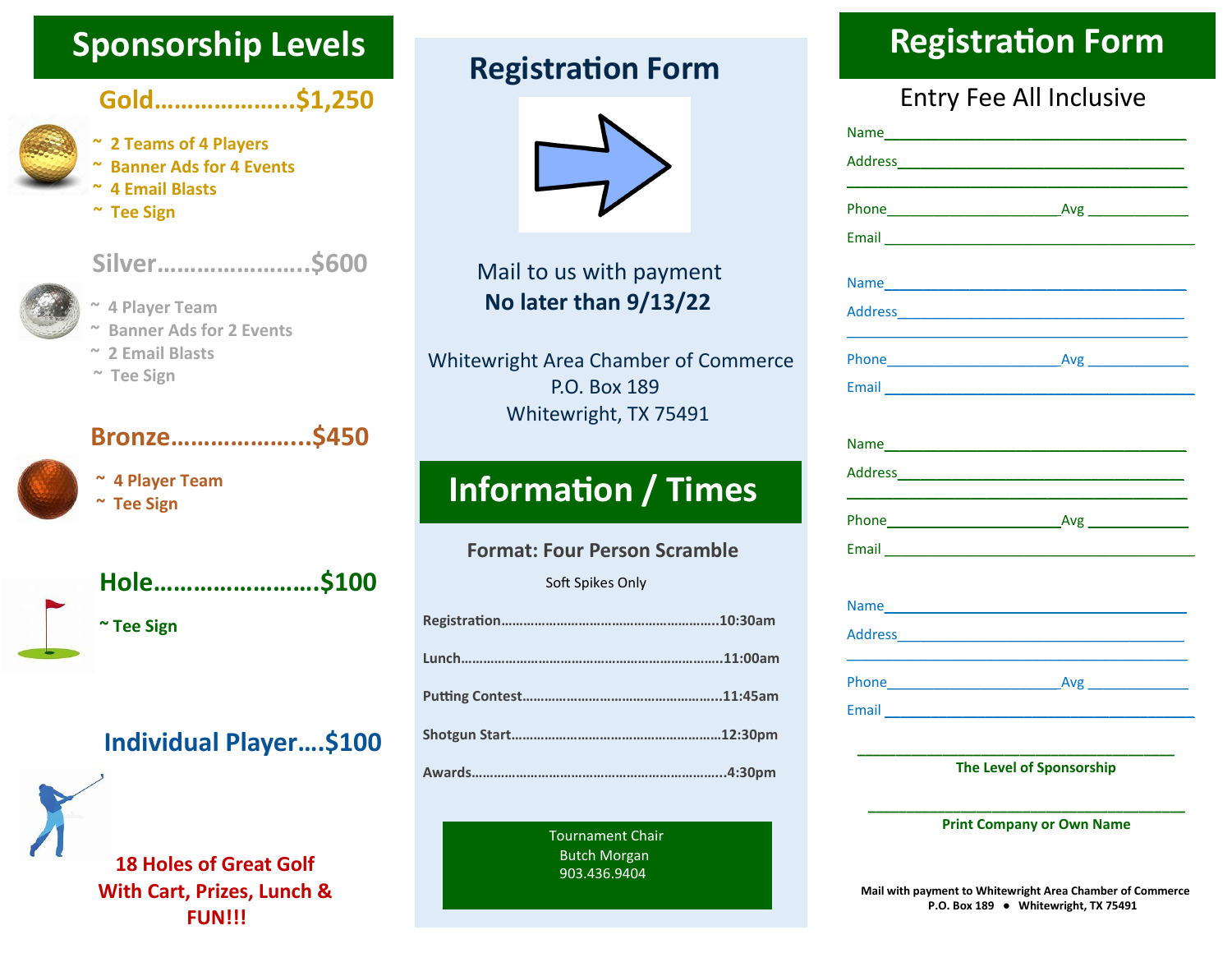# Sponsorship Levels

## Gold…………………$1,250

- ~ 2 Teams of 4 Players
- ~ Banner Ads for 4 Events
- ~ 4 Email Blasts
- ~ Tee Sign

## Silver…………………..$600

- ~ 4 Player Team
- ~ Banner Ads for 2 Events
- ~ 2 Email Blasts
- ~ Tee Sign

## Bronze………………..$450

- ~ 4 Player Team
- ~ Tee Sign

## Hole……………………$100

- ~ Tee Sign

## Individual Player….$100

**18 Holes of Great Golf With Cart, Prizes, Lunch & FUN!!!**

# Registration Form

Mail to us with payment
**No later than 9/13/22**

Whitewright Area Chamber of Commerce
P.O. Box 189
Whitewright, TX 75491

# Information / Times

**Format: Four Person Scramble**

Soft Spikes Only

Registration……………………………………………….10:30am

Lunch………………………………………………………….11:00am

Putting Contest……………………………………………11:45am

Shotgun Start……………………………………………….12:30pm

Awards………………………………………………………..4:30pm

Tournament Chair
Butch Morgan
903.436.9404

# Registration Form

Entry Fee All Inclusive

Name_______________________________________
Address_____________________________________
____________________________________________
Phone____________________Avg ___________
Email ________________________________________

Name_______________________________________
Address_____________________________________
____________________________________________
Phone____________________Avg ___________
Email ________________________________________

Name_______________________________________
Address_____________________________________
____________________________________________
Phone____________________Avg ___________
Email ________________________________________

Name_______________________________________
Address_____________________________________
____________________________________________
Phone____________________Avg ___________
Email ________________________________________

____________________________________________
**The Level of Sponsorship**

____________________________________________
**Print Company or Own Name**

**Mail with payment to Whitewright Area Chamber of Commerce**
**P.O. Box 189 ● Whitewright, TX 75491**